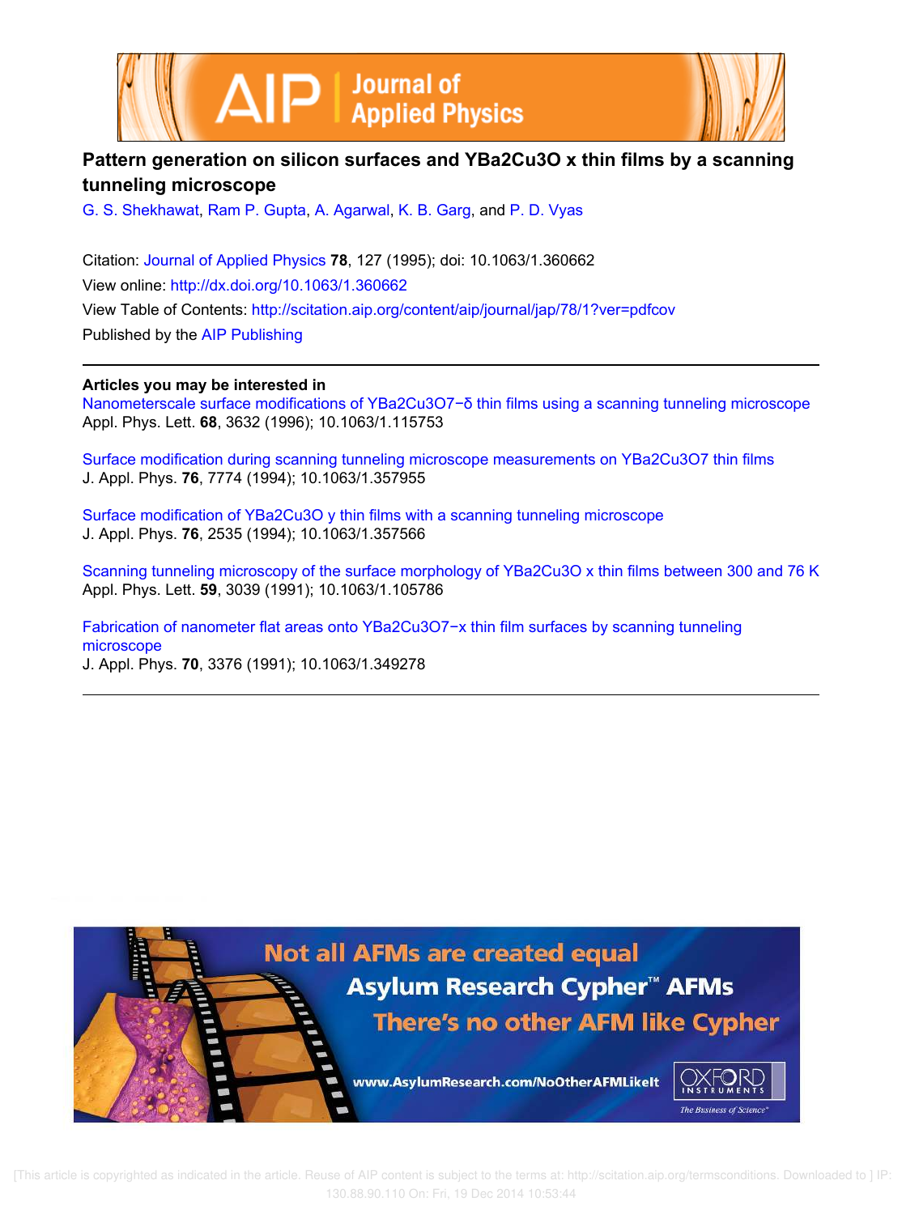# Pattern generation on silicon surfaces and YBa2Cu3O x thin films by a scanning tunneling microscope

G. S. Shekhawat, Ram P. Gupta, A. Agarwal, K. B. Garg, and P. D. Vyas

Citation: Journal of Applied Physics **78**, 127 (1995); doi: 10.1063/1.360662

View online: http://dx.doi.org/10.1063/1.360662

View Table of Contents: http://scitation.aip.org/content/aip/journal/jap/78/1?ver=pdfcov

Published by the AIP Publishing

## Articles you may be interested in

Nanometerscale surface modifications of YBa2Cu3O7−δ thin films using a scanning tunneling microscope
Appl. Phys. Lett. **68**, 3632 (1996); 10.1063/1.115753

Surface modification during scanning tunneling microscope measurements on YBa2Cu3O7 thin films
J. Appl. Phys. **76**, 7774 (1994); 10.1063/1.357955

Surface modification of YBa2Cu3O y thin films with a scanning tunneling microscope
J. Appl. Phys. **76**, 2535 (1994); 10.1063/1.357566

Scanning tunneling microscopy of the surface morphology of YBa2Cu3O x thin films between 300 and 76 K
Appl. Phys. Lett. **59**, 3039 (1991); 10.1063/1.105786

Fabrication of nanometer flat areas onto YBa2Cu3O7−x thin film surfaces by scanning tunneling microscope
J. Appl. Phys. **70**, 3376 (1991); 10.1063/1.349278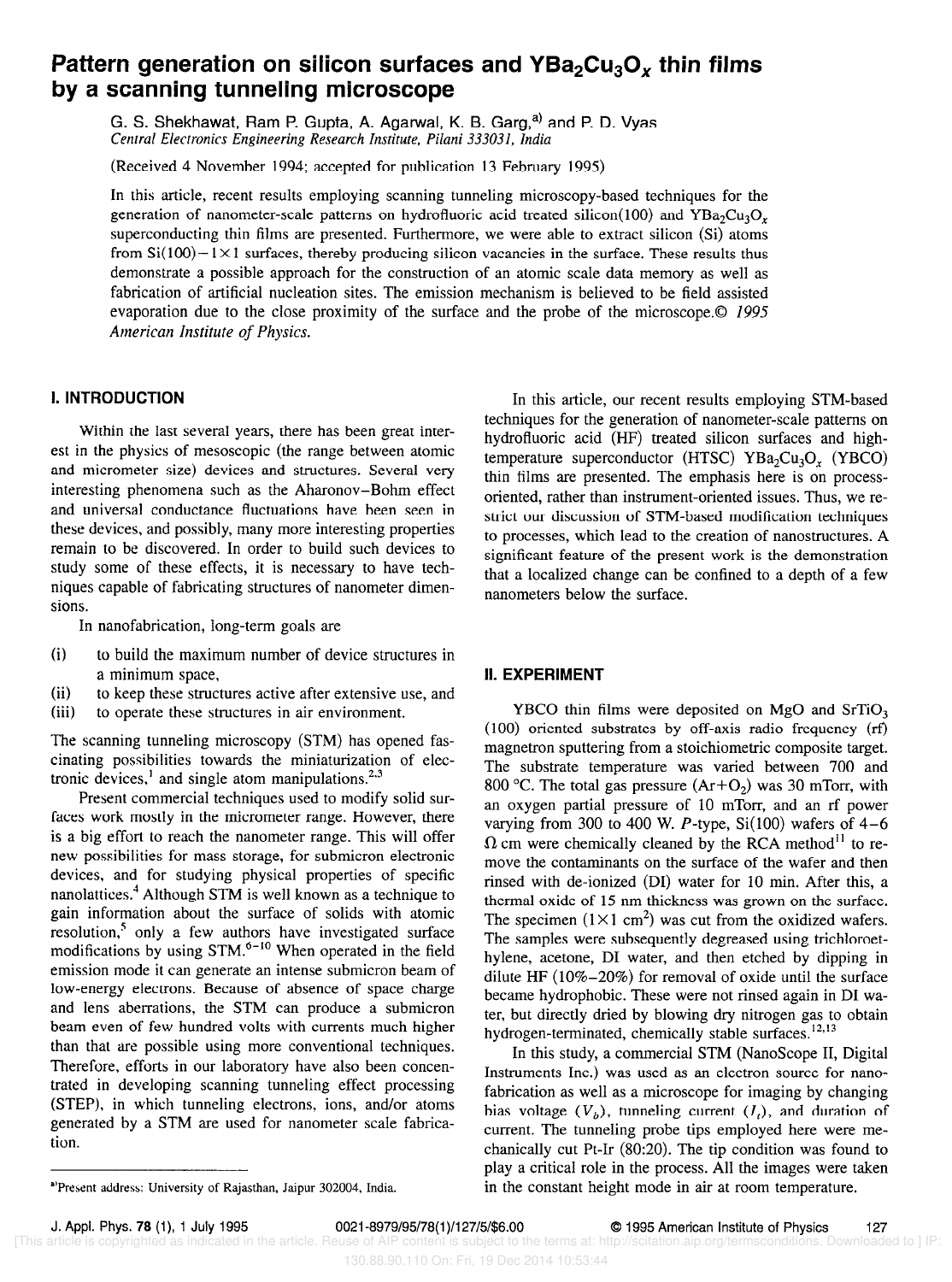# Pattern generation on silicon surfaces and $YBa_2Cu_3O_x$ thin films by a scanning tunneling microscope

G. S. Shekhawat, Ram P. Gupta, A. Agarwal, K. B. Garg,[a] and P. D. Vyas
*Central Electronics Engineering Research Institute, Pilani 333031, India*

(Received 4 November 1994; accepted for publication 13 February 1995)

In this article, recent results employing scanning tunneling microscopy-based techniques for the generation of nanometer-scale patterns on hydrofluoric acid treated silicon(100) and $YBa_2Cu_3O_x$ superconducting thin films are presented. Furthermore, we were able to extract silicon (Si) atoms from Si(100)$-1\times1$ surfaces, thereby producing silicon vacancies in the surface. These results thus demonstrate a possible approach for the construction of an atomic scale data memory as well as fabrication of artificial nucleation sites. The emission mechanism is believed to be field assisted evaporation due to the close proximity of the surface and the probe of the microscope.© *1995 American Institute of Physics.*

## I. INTRODUCTION

Within the last several years, there has been great interest in the physics of mesoscopic (the range between atomic and micrometer size) devices and structures. Several very interesting phenomena such as the Aharonov–Bohm effect and universal conductance fluctuations have been seen in these devices, and possibly, many more interesting properties remain to be discovered. In order to build such devices to study some of these effects, it is necessary to have techniques capable of fabricating structures of nanometer dimensions.

In nanofabrication, long-term goals are

(i) to build the maximum number of device structures in a minimum space,
(ii) to keep these structures active after extensive use, and
(iii) to operate these structures in air environment.

The scanning tunneling microscopy (STM) has opened fascinating possibilities towards the miniaturization of electronic devices,[1] and single atom manipulations.[2,3]

Present commercial techniques used to modify solid surfaces work mostly in the micrometer range. However, there is a big effort to reach the nanometer range. This will offer new possibilities for mass storage, for submicron electronic devices, and for studying physical properties of specific nanolattices.[4] Although STM is well known as a technique to gain information about the surface of solids with atomic resolution,[5] only a few authors have investigated surface modifications by using STM.[6–10] When operated in the field emission mode it can generate an intense submicron beam of low-energy electrons. Because of absence of space charge and lens aberrations, the STM can produce a submicron beam even of few hundred volts with currents much higher than that are possible using more conventional techniques. Therefore, efforts in our laboratory have also been concentrated in developing scanning tunneling effect processing (STEP), in which tunneling electrons, ions, and/or atoms generated by a STM are used for nanometer scale fabrication.

In this article, our recent results employing STM-based techniques for the generation of nanometer-scale patterns on hydrofluoric acid (HF) treated silicon surfaces and high-temperature superconductor (HTSC) $YBa_2Cu_3O_x$ (YBCO) thin films are presented. The emphasis here is on process-oriented, rather than instrument-oriented issues. Thus, we restrict our discussion of STM-based modification techniques to processes, which lead to the creation of nanostructures. A significant feature of the present work is the demonstration that a localized change can be confined to a depth of a few nanometers below the surface.

## II. EXPERIMENT

YBCO thin films were deposited on MgO and $SrTiO_3$ (100) oriented substrates by off-axis radio frequency (rf) magnetron sputtering from a stoichiometric composite target. The substrate temperature was varied between 700 and 800 °C. The total gas pressure ($Ar+O_2$) was 30 mTorr, with an oxygen partial pressure of 10 mTorr, and an rf power varying from 300 to 400 W. *P*-type, Si(100) wafers of 4–6 $\Omega$ cm were chemically cleaned by the RCA method[11] to remove the contaminants on the surface of the wafer and then rinsed with de-ionized (DI) water for 10 min. After this, a thermal oxide of 15 nm thickness was grown on the surface. The specimen ($1\times1$ cm$^2$) was cut from the oxidized wafers. The samples were subsequently degreased using trichloroethylene, acetone, DI water, and then etched by dipping in dilute HF (10%–20%) for removal of oxide until the surface became hydrophobic. These were not rinsed again in DI water, but directly dried by blowing dry nitrogen gas to obtain hydrogen-terminated, chemically stable surfaces.[12,13]

In this study, a commercial STM (NanoScope II, Digital Instruments Inc.) was used as an electron source for nanofabrication as well as a microscope for imaging by changing bias voltage ($V_b$), tunneling current ($I_t$), and duration of current. The tunneling probe tips employed here were mechanically cut Pt-Ir (80:20). The tip condition was found to play a critical role in the process. All the images were taken in the constant height mode in air at room temperature.

[a]Present address: University of Rajasthan, Jaipur 302004, India.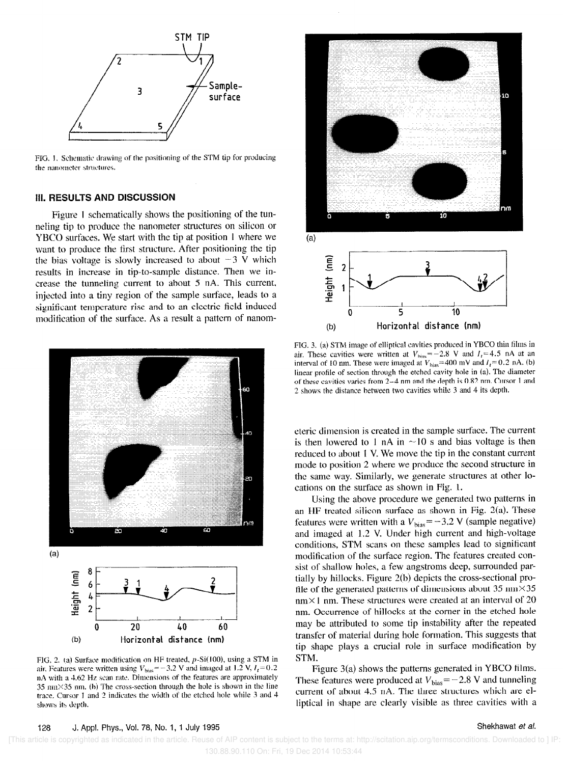FIG. 1. Schematic drawing of the positioning of the STM tip for producing the nanometer structures.

## III. RESULTS AND DISCUSSION

Figure 1 schematically shows the positioning of the tunneling tip to produce the nanometer structures on silicon or YBCO surfaces. We start with the tip at position 1 where we want to produce the first structure. After positioning the tip the bias voltage is slowly increased to about −3 V which results in increase in tip-to-sample distance. Then we increase the tunneling current to about 5 nA. This current, injected into a tiny region of the sample surface, leads to a significant temperature rise and to an electric field induced modification of the surface. As a result a pattern of nanometeric dimension is created in the sample surface. The current is then lowered to 1 nA in ~10 s and bias voltage is then reduced to about 1 V. We move the tip in the constant current mode to position 2 where we produce the second structure in the same way. Similarly, we generate structures at other locations on the surface as shown in Fig. 1.

Using the above procedure we generated two patterns in an HF treated silicon surface as shown in Fig. 2(a). These features were written with a $V_{bias}=-3.2$ V (sample negative) and imaged at 1.2 V. Under high current and high-voltage conditions, STM scans on these samples lead to significant modification of the surface region. The features created consist of shallow holes, a few angstroms deep, surrounded partially by hillocks. Figure 2(b) depicts the cross-sectional profile of the generated patterns of dimensions about 35 nm×35 nm×1 nm. These structures were created at an interval of 20 nm. Occurrence of hillocks at the corner in the etched hole may be attributed to some tip instability after the repeated transfer of material during hole formation. This suggests that tip shape plays a crucial role in surface modification by STM.

FIG. 2. (a) Surface modification on HF treated, *p*-Si(100), using a STM in air. Features were written using $V_{bias}=-3.2$ V and imaged at 1.2 V, $I_t=0.2$ nA with a 4.62 Hz scan rate. Dimensions of the features are approximately 35 nm×35 nm. (b) The cross-section through the hole is shown in the line trace. Cursor 1 and 2 indicates the width of the etched hole while 3 and 4 shows its depth.

FIG. 3. (a) STM image of elliptical cavities produced in YBCO thin films in air. These cavities were written at $V_{bias}=-2.8$ V and $I_t=4.5$ nA at an interval of 10 nm. These were imaged at $V_{bias}=400$ mV and $I_t=0.2$ nA. (b) linear profile of section through the etched cavity hole in (a). The diameter of these cavities varies from 2–4 nm and the depth is 0.82 nm. Cursor 1 and 2 shows the distance between two cavities while 3 and 4 its depth.

Figure 3(a) shows the patterns generated in YBCO films. These features were produced at $V_{bias}=-2.8$ V and tunneling current of about 4.5 nA. The three structures which are elliptical in shape are clearly visible as three cavities with a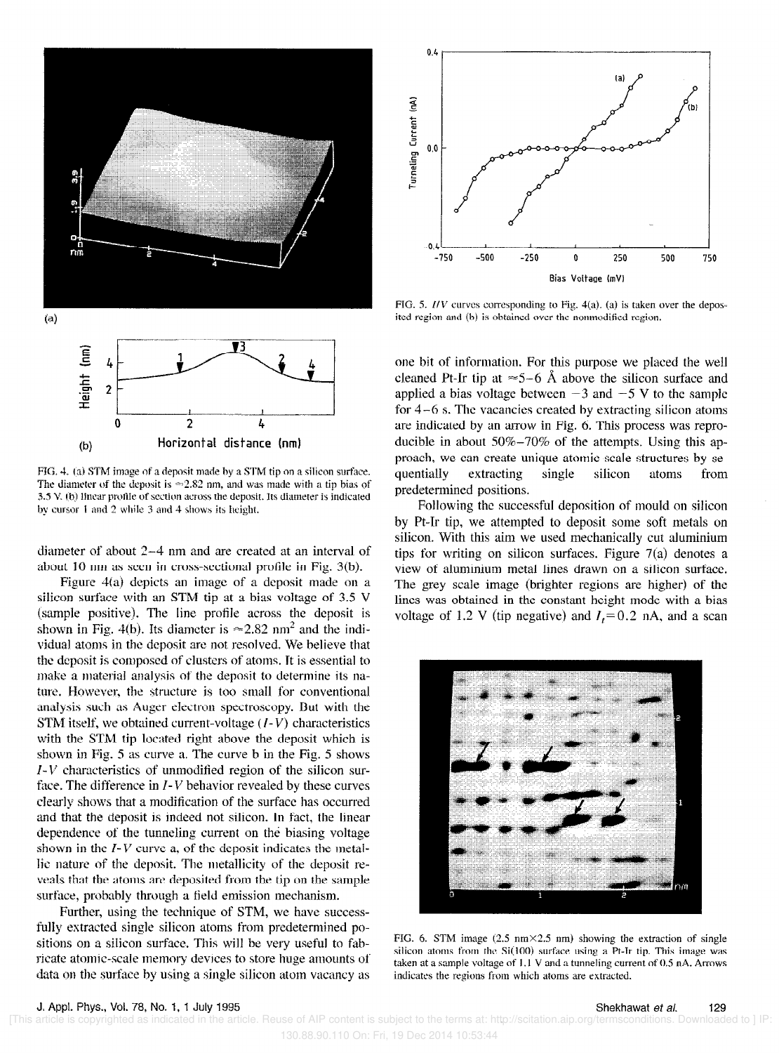FIG. 4. (a) STM image of a deposit made by a STM tip on a silicon surface. The diameter of the deposit is ≈2.82 nm, and was made with a tip bias of 3.5 V. (b) linear profile of section across the deposit. Its diameter is indicated by cursor 1 and 2 while 3 and 4 shows its height.

diameter of about 2–4 nm and are created at an interval of about 10 nm as seen in cross-sectional profile in Fig. 3(b).

Figure 4(a) depicts an image of a deposit made on a silicon surface with an STM tip at a bias voltage of 3.5 V (sample positive). The line profile across the deposit is shown in Fig. 4(b). Its diameter is ≈2.82 $nm^2$ and the individual atoms in the deposit are not resolved. We believe that the deposit is composed of clusters of atoms. It is essential to make a material analysis of the deposit to determine its nature. However, the structure is too small for conventional analysis such as Auger electron spectroscopy. But with the STM itself, we obtained current-voltage ($I$-$V$) characteristics with the STM tip located right above the deposit which is shown in Fig. 5 as curve a. The curve b in the Fig. 5 shows $I$-$V$ characteristics of unmodified region of the silicon surface. The difference in $I$-$V$ behavior revealed by these curves clearly shows that a modification of the surface has occurred and that the deposit is indeed not silicon. In fact, the linear dependence of the tunneling current on the biasing voltage shown in the $I$-$V$ curve a, of the deposit indicates the metallic nature of the deposit. The metallicity of the deposit reveals that the atoms are deposited from the tip on the sample surface, probably through a field emission mechanism.

Further, using the technique of STM, we have successfully extracted single silicon atoms from predetermined positions on a silicon surface. This will be very useful to fabricate atomic-scale memory devices to store huge amounts of data on the surface by using a single silicon atom vacancy as one bit of information. For this purpose we placed the well cleaned Pt-Ir tip at ≈5–6 Å above the silicon surface and applied a bias voltage between −3 and −5 V to the sample for 4–6 s. The vacancies created by extracting silicon atoms are indicated by an arrow in Fig. 6. This process was reproducible in about 50%–70% of the attempts. Using this approach, we can create unique atomic scale structures by sequentially extracting single silicon atoms from predetermined positions.

Following the successful deposition of mould on silicon by Pt-Ir tip, we attempted to deposit some soft metals on silicon. With this aim we used mechanically cut aluminium tips for writing on silicon surfaces. Figure 7(a) denotes a view of aluminium metal lines drawn on a silicon surface. The grey scale image (brighter regions are higher) of the lines was obtained in the constant height mode with a bias voltage of 1.2 V (tip negative) and $I_t$=0.2 nA, and a scan

FIG. 5. $I/V$ curves corresponding to Fig. 4(a). (a) is taken over the deposited region and (b) is obtained over the nonmodified region.

FIG. 6. STM image (2.5 nm×2.5 nm) showing the extraction of single silicon atoms from the Si(100) surface using a Pt-Ir tip. This image was taken at a sample voltage of 1.1 V and a tunneling current of 0.5 nA. Arrows indicates the regions from which atoms are extracted.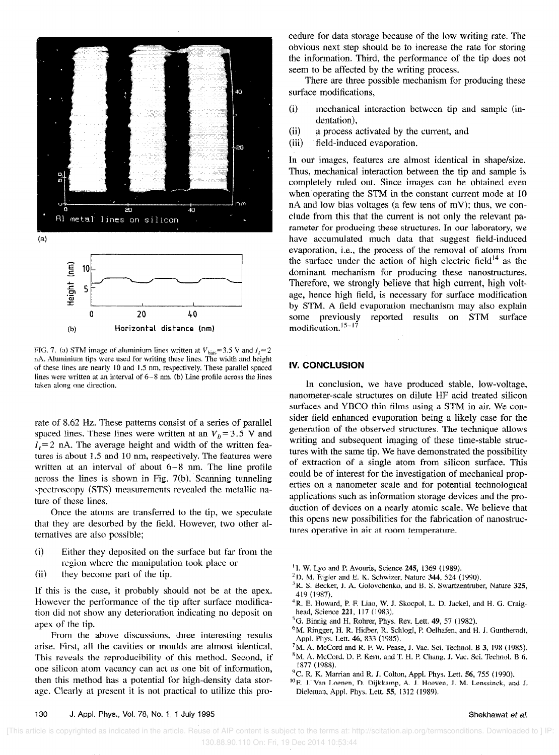FIG. 7. (a) STM image of aluminium lines written at $V_{bias}$=3.5 V and $I_t$=2 nA. Aluminium tips were used for writing these lines. The width and height of these lines are nearly 10 and 1.5 nm, respectively. These parallel spaced lines were written at an interval of 6–8 nm. (b) Line profile across the lines taken along one direction.

rate of 8.62 Hz. These patterns consist of a series of parallel spaced lines. These lines were written at an $V_b$=3.5 V and $I_t$=2 nA. The average height and width of the written features is about 1.5 and 10 nm, respectively. The features were written at an interval of about 6–8 nm. The line profile across the lines is shown in Fig. 7(b). Scanning tunneling spectroscopy (STS) measurements revealed the metallic nature of these lines.

Once the atoms are transferred to the tip, we speculate that they are desorbed by the field. However, two other alternatives are also possible;

(i) Either they deposited on the surface but far from the region where the manipulation took place or
(ii) they become part of the tip.

If this is the case, it probably should not be at the apex. However the performance of the tip after surface modification did not show any deterioration indicating no deposit on apex of the tip.

From the above discussions, three interesting results arise. First, all the cavities or moulds are almost identical. This reveals the reproducibility of this method. Second, if one silicon atom vacancy can act as one bit of information, then this method has a potential for high-density data storage. Clearly at present it is not practical to utilize this procedure for data storage because of the low writing rate. The obvious next step should be to increase the rate for storing the information. Third, the performance of the tip does not seem to be affected by the writing process.

There are three possible mechanism for producing these surface modifications,

(i) mechanical interaction between tip and sample (indentation),
(ii) a process activated by the current, and
(iii) field-induced evaporation.

In our images, features are almost identical in shape/size. Thus, mechanical interaction between the tip and sample is completely ruled out. Since images can be obtained even when operating the STM in the constant current mode at 10 nA and low bias voltages (a few tens of mV); thus, we conclude from this that the current is not only the relevant parameter for producing these structures. In our laboratory, we have accumulated much data that suggest field-induced evaporation, i.e., the process of the removal of atoms from the surface under the action of high electric field[14] as the dominant mechanism for producing these nanostructures. Therefore, we strongly believe that high current, high voltage, hence high field, is necessary for surface modification by STM. A field evaporation mechanism may also explain some previously reported results on STM surface modification.[15–17]

## IV. CONCLUSION

In conclusion, we have produced stable, low-voltage, nanometer-scale structures on dilute HF acid treated silicon surfaces and YBCO thin films using a STM in air. We consider field enhanced evaporation being a likely case for the generation of the observed structures. The technique allows writing and subsequent imaging of these time-stable structures with the same tip. We have demonstrated the possibility of extraction of a single atom from silicon surface. This could be of interest for the investigation of mechanical properties on a nanometer scale and for potential technological applications such as information storage devices and the production of devices on a nearly atomic scale. We believe that this opens new possibilities for the fabrication of nanostructures operative in air at room temperature.

[1] I. W. Lyo and P. Avouris, Science **245**, 1369 (1989).
[2] D. M. Eigler and E. K. Schwizer, Nature **344**, 524 (1990).
[3] R. S. Becker, J. A. Golovchenko, and B. S. Swartzentruber, Nature **325**, 419 (1987).
[4] R. E. Howard, P. F. Liao, W. J. Skocpol, L. D. Jackel, and H. G. Craighead, Science **221**, 117 (1983).
[5] G. Binnig and H. Rohrer, Phys. Rev. Lett. **49**, 57 (1982).
[6] M. Ringger, H. R. Hidber, R. Schlogl, P. Oelhafen, and H. J. Guntherodt, Appl. Phys. Lett. **46**, 833 (1985).
[7] M. A. McCord and R. F. W. Pease, J. Vac. Sci. Technol. B **3**, 198 (1985).
[8] M. A. McCord, D. P. Kern, and T. H. P. Chang, J. Vac. Sci. Technol. B **6**, 1877 (1988).
[9] C. R. K. Marrian and R. J. Colton, Appl. Phys. Lett. **56**, 755 (1990).
[10] F. J. Van Loenen, D. Dijkkamp, A. J. Hoeven, J. M. Lenssinck, and J. Dieleman, Appl. Phys. Lett. **55**, 1312 (1989).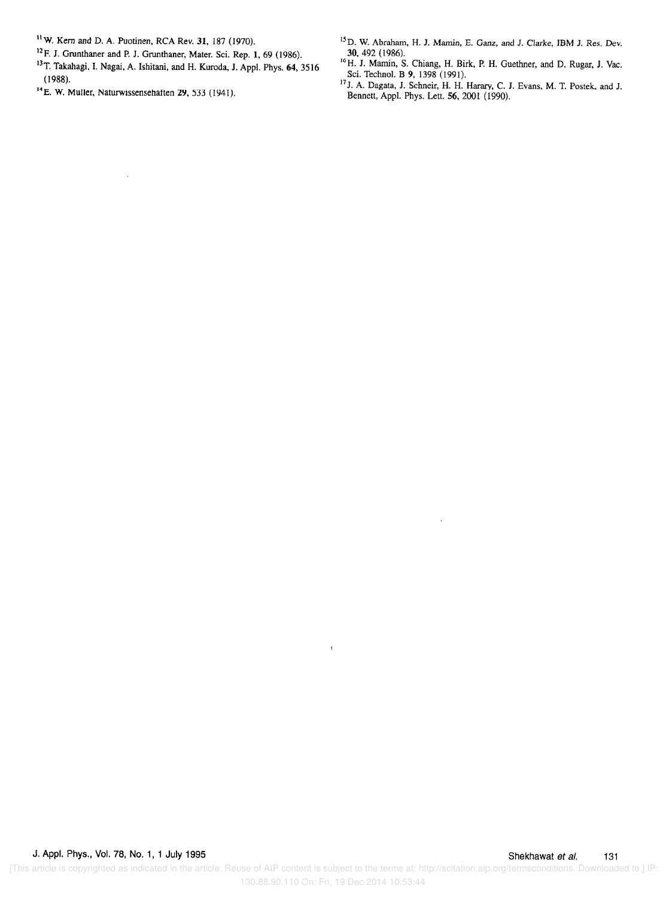[11] W. Kern and D. A. Puotinen, RCA Rev. **31**, 187 (1970).

[12] F. J. Grunthaner and P. J. Grunthaner, Mater. Sci. Rep. **1**, 69 (1986).

[13] T. Takahagi, I. Nagai, A. Ishitani, and H. Kuroda, J. Appl. Phys. **64**, 3516 (1988).

[14] E. W. Muller, Naturwissensehaften **29**, 533 (1941).

[15] D. W. Abraham, H. J. Mamin, E. Ganz, and J. Clarke, IBM J. Res. Dev. **30**, 492 (1986).

[16] H. J. Mamin, S. Chiang, H. Birk, P. H. Guethner, and D. Rugar, J. Vac. Sci. Technol. B **9**, 1398 (1991).

[17] J. A. Dagata, J. Schneir, H. H. Harary, C. J. Evans, M. T. Postek, and J. Bennett, Appl. Phys. Lett. **56**, 2001 (1990).